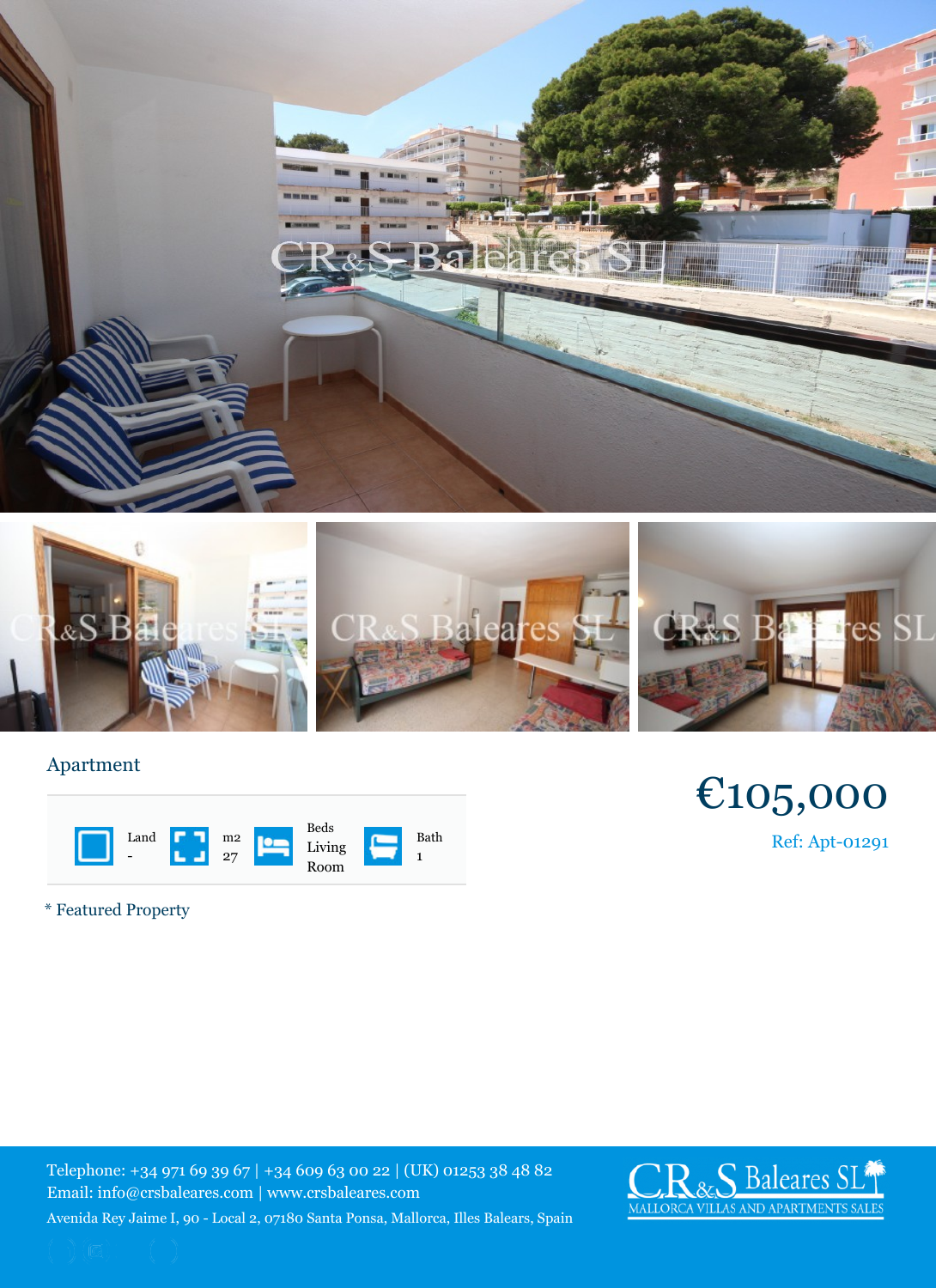## Apartment

| Land | m2 | Beds | Bath |
|---|---|---|---|
| - | 27 | Living Room | 1 |

**€105,000**

Ref: Apt-01291

* Featured Property

Telephone: +34 971 69 39 67 | +34 609 63 00 22 | (UK) 01253 38 48 82
Email: info@crsbaleares.com | www.crsbaleares.com
Avenida Rey Jaime I, 90 - Local 2, 07180 Santa Ponsa, Mallorca, Illes Balears, Spain

CR&S Baleares SL
MALLORCA VILLAS AND APARTMENTS SALES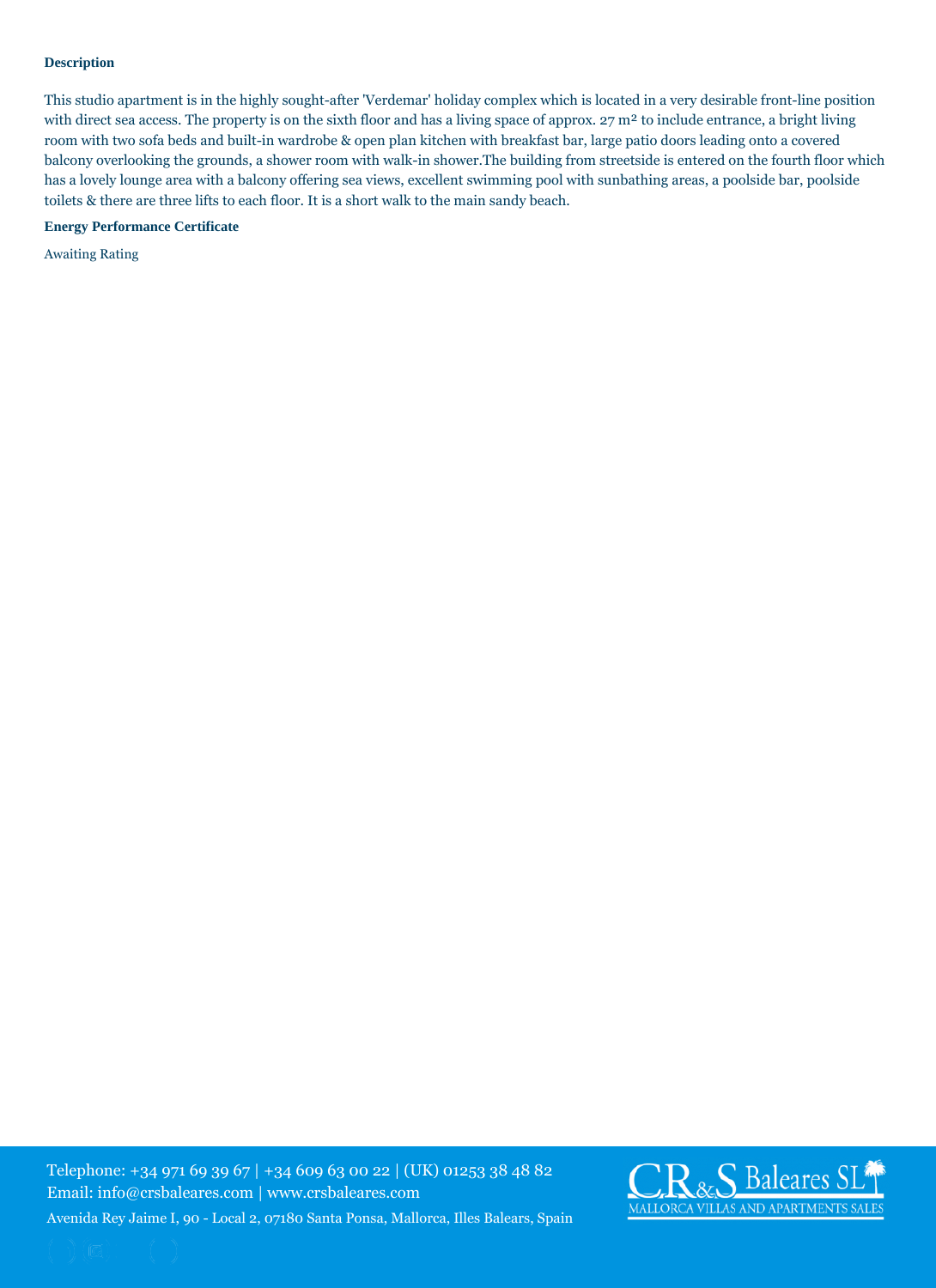**Description**

This studio apartment is in the highly sought-after 'Verdemar' holiday complex which is located in a very desirable front-line position with direct sea access. The property is on the sixth floor and has a living space of approx. 27 m² to include entrance, a bright living room with two sofa beds and built-in wardrobe & open plan kitchen with breakfast bar, large patio doors leading onto a covered balcony overlooking the grounds, a shower room with walk-in shower.The building from streetside is entered on the fourth floor which has a lovely lounge area with a balcony offering sea views, excellent swimming pool with sunbathing areas, a poolside bar, poolside toilets & there are three lifts to each floor. It is a short walk to the main sandy beach.

**Energy Performance Certificate**

Awaiting Rating

Telephone: +34 971 69 39 67 | +34 609 63 00 22 | (UK) 01253 38 48 82
Email: info@crsbaleares.com | www.crsbaleares.com
Avenida Rey Jaime I, 90 - Local 2, 07180 Santa Ponsa, Mallorca, Illes Balears, Spain

CR&S Baleares SL
MALLORCA VILLAS AND APARTMENTS SALES